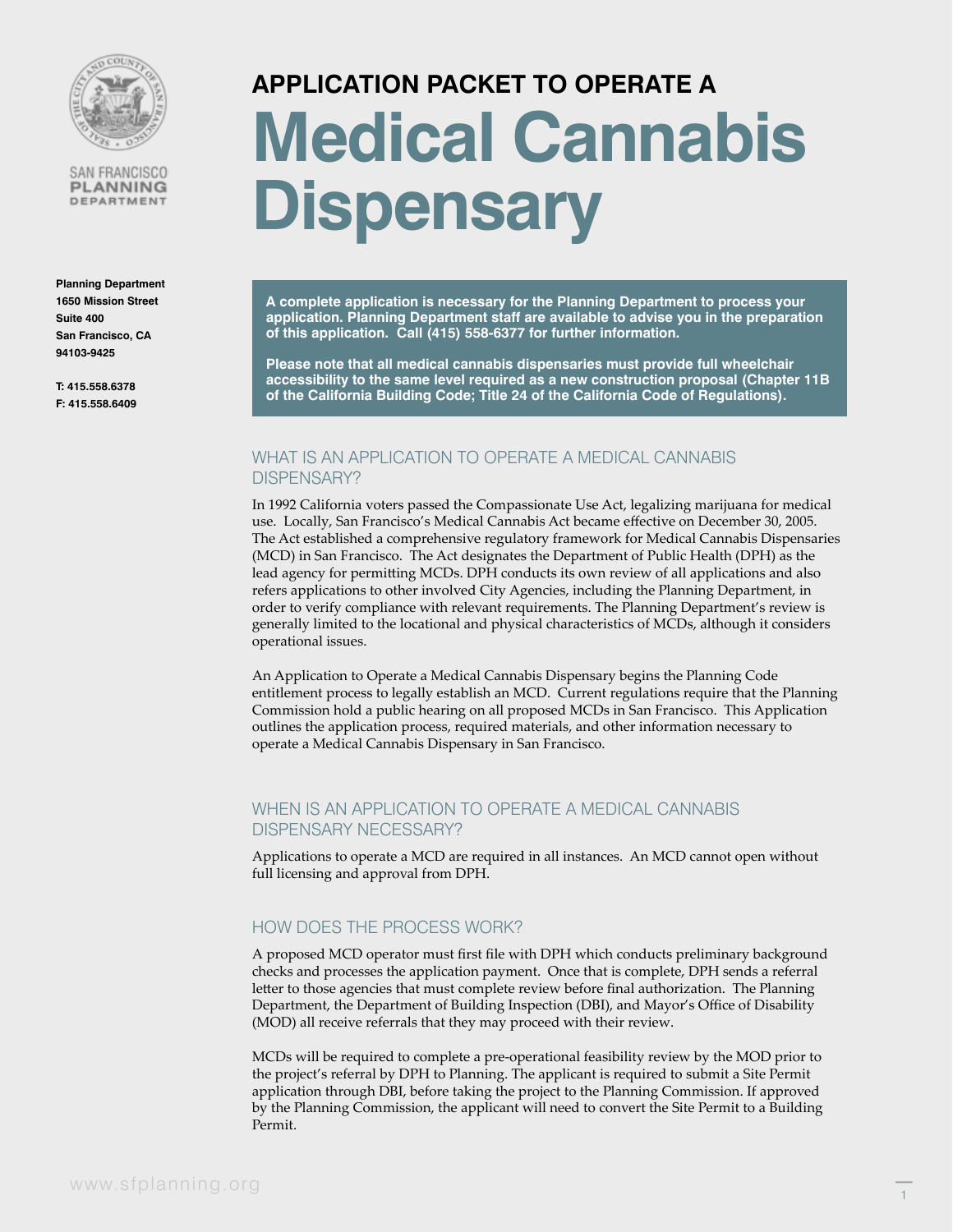SAN FRANCISCO
PLANNING
DEPARTMENT

**Planning Department**
**1650 Mission Street**
**Suite 400**
**San Francisco, CA**
**94103-9425**

**T: 415.558.6378**
**F: 415.558.6409**

# APPLICATION PACKET TO OPERATE A Medical Cannabis Dispensary

**A complete application is necessary for the Planning Department to process your application. Planning Department staff are available to advise you in the preparation of this application. Call (415) 558-6377 for further information.**

**Please note that all medical cannabis dispensaries must provide full wheelchair accessibility to the same level required as a new construction proposal (Chapter 11B of the California Building Code; Title 24 of the California Code of Regulations).**

## WHAT IS AN APPLICATION TO OPERATE A MEDICAL CANNABIS DISPENSARY?

In 1992 California voters passed the Compassionate Use Act, legalizing marijuana for medical use. Locally, San Francisco's Medical Cannabis Act became effective on December 30, 2005. The Act established a comprehensive regulatory framework for Medical Cannabis Dispensaries (MCD) in San Francisco. The Act designates the Department of Public Health (DPH) as the lead agency for permitting MCDs. DPH conducts its own review of all applications and also refers applications to other involved City Agencies, including the Planning Department, in order to verify compliance with relevant requirements. The Planning Department's review is generally limited to the locational and physical characteristics of MCDs, although it considers operational issues.

An Application to Operate a Medical Cannabis Dispensary begins the Planning Code entitlement process to legally establish an MCD. Current regulations require that the Planning Commission hold a public hearing on all proposed MCDs in San Francisco. This Application outlines the application process, required materials, and other information necessary to operate a Medical Cannabis Dispensary in San Francisco.

## WHEN IS AN APPLICATION TO OPERATE A MEDICAL CANNABIS DISPENSARY NECESSARY?

Applications to operate a MCD are required in all instances. An MCD cannot open without full licensing and approval from DPH.

## HOW DOES THE PROCESS WORK?

A proposed MCD operator must first file with DPH which conducts preliminary background checks and processes the application payment. Once that is complete, DPH sends a referral letter to those agencies that must complete review before final authorization. The Planning Department, the Department of Building Inspection (DBI), and Mayor's Office of Disability (MOD) all receive referrals that they may proceed with their review.

MCDs will be required to complete a pre-operational feasibility review by the MOD prior to the project's referral by DPH to Planning. The applicant is required to submit a Site Permit application through DBI, before taking the project to the Planning Commission. If approved by the Planning Commission, the applicant will need to convert the Site Permit to a Building Permit.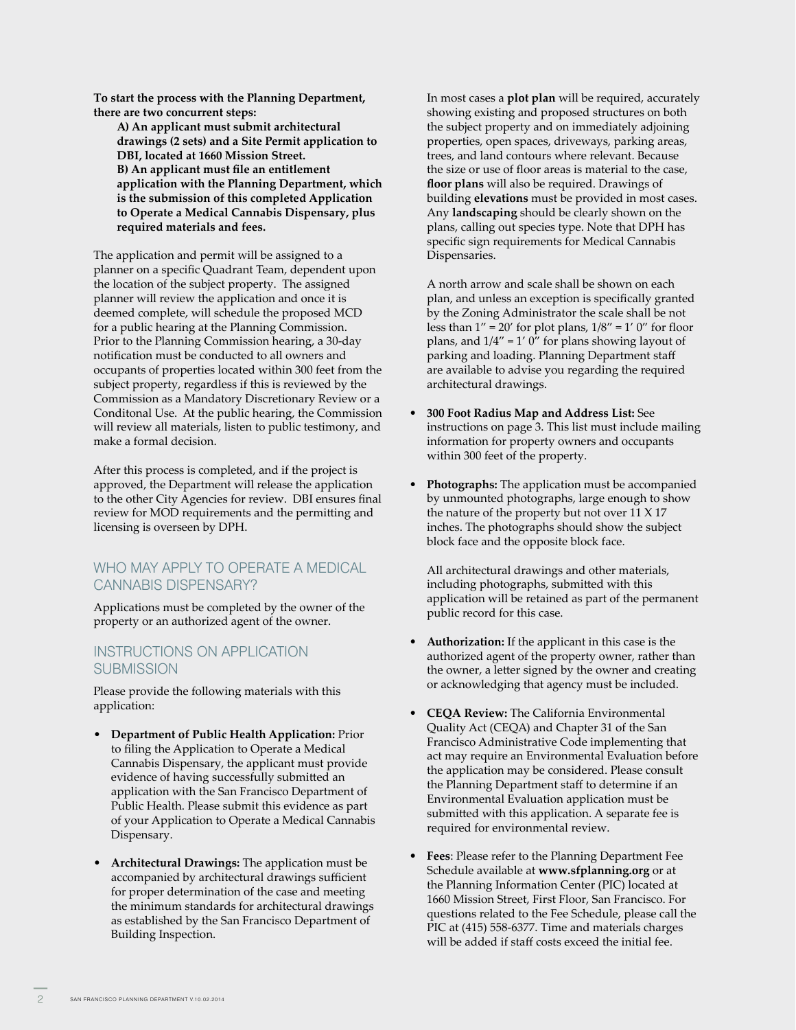**To start the process with the Planning Department, there are two concurrent steps:**

**A) An applicant must submit architectural drawings (2 sets) and a Site Permit application to DBI, located at 1660 Mission Street.**
**B) An applicant must file an entitlement application with the Planning Department, which is the submission of this completed Application to Operate a Medical Cannabis Dispensary, plus required materials and fees.**

The application and permit will be assigned to a planner on a specific Quadrant Team, dependent upon the location of the subject property. The assigned planner will review the application and once it is deemed complete, will schedule the proposed MCD for a public hearing at the Planning Commission. Prior to the Planning Commission hearing, a 30-day notification must be conducted to all owners and occupants of properties located within 300 feet from the subject property, regardless if this is reviewed by the Commission as a Mandatory Discretionary Review or a Conditonal Use. At the public hearing, the Commission will review all materials, listen to public testimony, and make a formal decision.

After this process is completed, and if the project is approved, the Department will release the application to the other City Agencies for review. DBI ensures final review for MOD requirements and the permitting and licensing is overseen by DPH.

## WHO MAY APPLY TO OPERATE A MEDICAL CANNABIS DISPENSARY?

Applications must be completed by the owner of the property or an authorized agent of the owner.

## INSTRUCTIONS ON APPLICATION SUBMISSION

Please provide the following materials with this application:

- **Department of Public Health Application:** Prior to filing the Application to Operate a Medical Cannabis Dispensary, the applicant must provide evidence of having successfully submitted an application with the San Francisco Department of Public Health. Please submit this evidence as part of your Application to Operate a Medical Cannabis Dispensary.

- **Architectural Drawings:** The application must be accompanied by architectural drawings sufficient for proper determination of the case and meeting the minimum standards for architectural drawings as established by the San Francisco Department of Building Inspection.

  In most cases a **plot plan** will be required, accurately showing existing and proposed structures on both the subject property and on immediately adjoining properties, open spaces, driveways, parking areas, trees, and land contours where relevant. Because the size or use of floor areas is material to the case, **floor plans** will also be required. Drawings of building **elevations** must be provided in most cases. Any **landscaping** should be clearly shown on the plans, calling out species type. Note that DPH has specific sign requirements for Medical Cannabis Dispensaries.

  A north arrow and scale shall be shown on each plan, and unless an exception is specifically granted by the Zoning Administrator the scale shall be not less than 1″ = 20′ for plot plans, 1/8″ = 1′ 0″ for floor plans, and 1/4″ = 1′ 0″ for plans showing layout of parking and loading. Planning Department staff are available to advise you regarding the required architectural drawings.

- **300 Foot Radius Map and Address List:** See instructions on page 3. This list must include mailing information for property owners and occupants within 300 feet of the property.

- **Photographs:** The application must be accompanied by unmounted photographs, large enough to show the nature of the property but not over 11 X 17 inches. The photographs should show the subject block face and the opposite block face.

  All architectural drawings and other materials, including photographs, submitted with this application will be retained as part of the permanent public record for this case.

- **Authorization:** If the applicant in this case is the authorized agent of the property owner, rather than the owner, a letter signed by the owner and creating or acknowledging that agency must be included.

- **CEQA Review:** The California Environmental Quality Act (CEQA) and Chapter 31 of the San Francisco Administrative Code implementing that act may require an Environmental Evaluation before the application may be considered. Please consult the Planning Department staff to determine if an Environmental Evaluation application must be submitted with this application. A separate fee is required for environmental review.

- **Fees**: Please refer to the Planning Department Fee Schedule available at **www.sfplanning.org** or at the Planning Information Center (PIC) located at 1660 Mission Street, First Floor, San Francisco. For questions related to the Fee Schedule, please call the PIC at (415) 558-6377. Time and materials charges will be added if staff costs exceed the initial fee.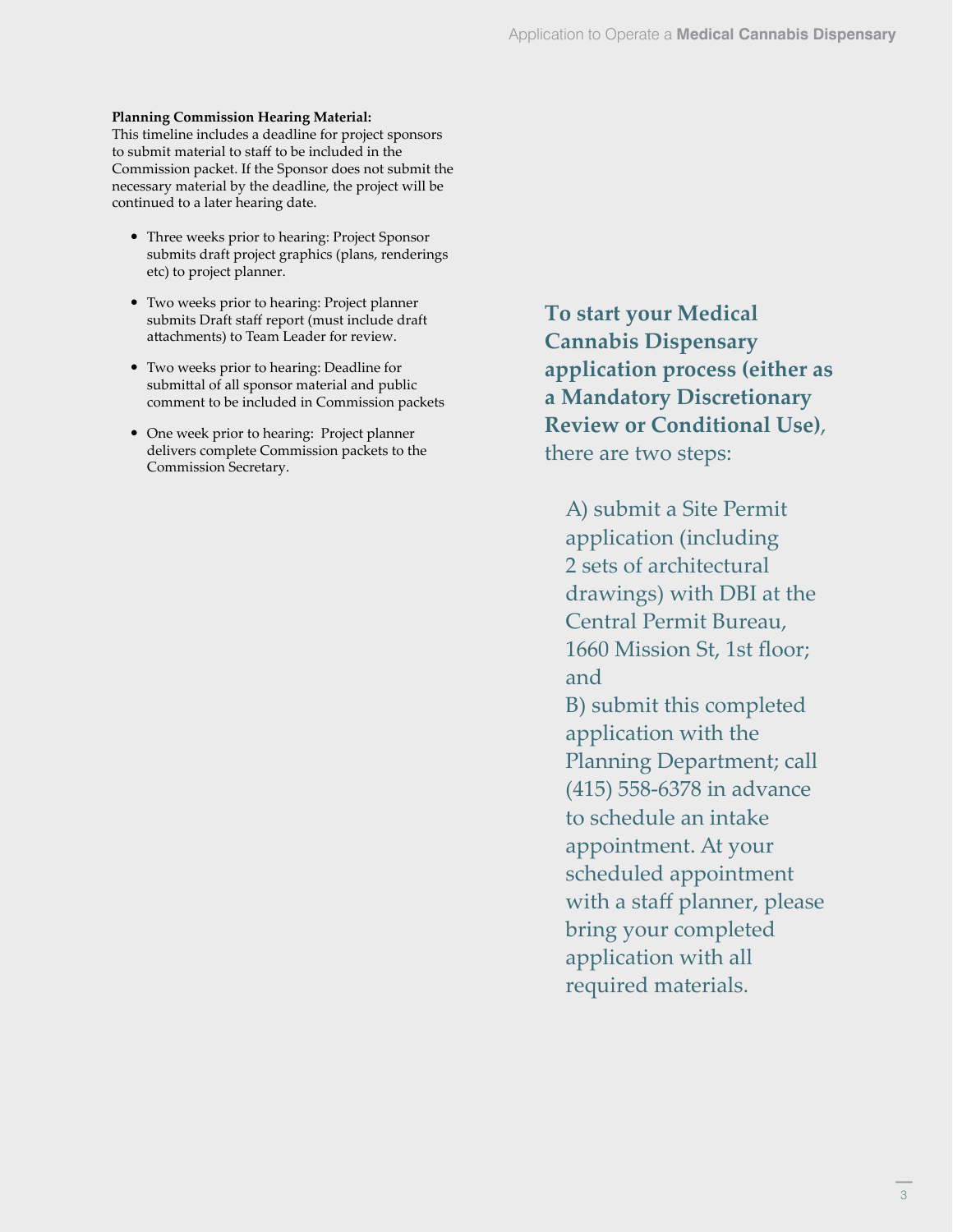**Planning Commission Hearing Material:**
This timeline includes a deadline for project sponsors to submit material to staff to be included in the Commission packet. If the Sponsor does not submit the necessary material by the deadline, the project will be continued to a later hearing date.

- Three weeks prior to hearing: Project Sponsor submits draft project graphics (plans, renderings etc) to project planner.
- Two weeks prior to hearing: Project planner submits Draft staff report (must include draft attachments) to Team Leader for review.
- Two weeks prior to hearing: Deadline for submittal of all sponsor material and public comment to be included in Commission packets
- One week prior to hearing: Project planner delivers complete Commission packets to the Commission Secretary.

**To start your Medical Cannabis Dispensary application process (either as a Mandatory Discretionary Review or Conditional Use)**, there are two steps:

A) submit a Site Permit application (including 2 sets of architectural drawings) with DBI at the Central Permit Bureau, 1660 Mission St, 1st floor; and
B) submit this completed application with the Planning Department; call (415) 558-6378 in advance to schedule an intake appointment. At your scheduled appointment with a staff planner, please bring your completed application with all required materials.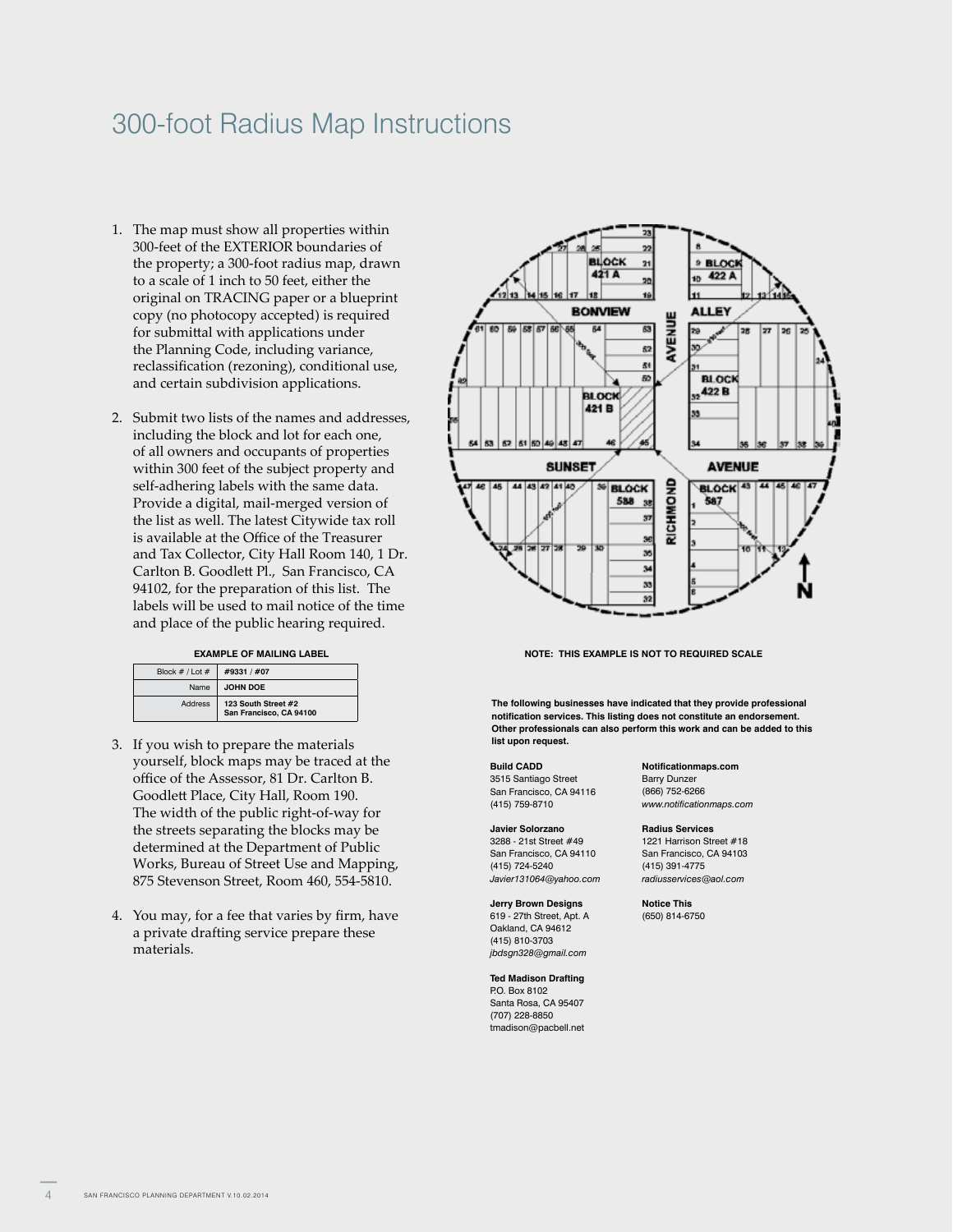# 300-foot Radius Map Instructions

1. The map must show all properties within 300-feet of the EXTERIOR boundaries of the property; a 300-foot radius map, drawn to a scale of 1 inch to 50 feet, either the original on TRACING paper or a blueprint copy (no photocopy accepted) is required for submittal with applications under the Planning Code, including variance, reclassification (rezoning), conditional use, and certain subdivision applications.

2. Submit two lists of the names and addresses, including the block and lot for each one, of all owners and occupants of properties within 300 feet of the subject property and self-adhering labels with the same data. Provide a digital, mail-merged version of the list as well. The latest Citywide tax roll is available at the Office of the Treasurer and Tax Collector, City Hall Room 140, 1 Dr. Carlton B. Goodlett Pl., San Francisco, CA 94102, for the preparation of this list. The labels will be used to mail notice of the time and place of the public hearing required.

**EXAMPLE OF MAILING LABEL**

| Block # / Lot # | **#9331 / #07** |
|---|---|
| Name | **JOHN DOE** |
| Address | **123 South Street #2 San Francisco, CA 94100** |

3. If you wish to prepare the materials yourself, block maps may be traced at the office of the Assessor, 81 Dr. Carlton B. Goodlett Place, City Hall, Room 190. The width of the public right-of-way for the streets separating the blocks may be determined at the Department of Public Works, Bureau of Street Use and Mapping, 875 Stevenson Street, Room 460, 554-5810.

4. You may, for a fee that varies by firm, have a private drafting service prepare these materials.

**NOTE: THIS EXAMPLE IS NOT TO REQUIRED SCALE**

**The following businesses have indicated that they provide professional notification services. This listing does not constitute an endorsement. Other professionals can also perform this work and can be added to this list upon request.**

**Build CADD**
3515 Santiago Street
San Francisco, CA 94116
(415) 759-8710

**Javier Solorzano**
3288 - 21st Street #49
San Francisco, CA 94110
(415) 724-5240
*Javier131064@yahoo.com*

**Jerry Brown Designs**
619 - 27th Street, Apt. A
Oakland, CA 94612
(415) 810-3703
*jbdsgn328@gmail.com*

**Ted Madison Drafting**
P.O. Box 8102
Santa Rosa, CA 95407
(707) 228-8850
tmadison@pacbell.net

**Notificationmaps.com**
Barry Dunzer
(866) 752-6266
*www.notificationmaps.com*

**Radius Services**
1221 Harrison Street #18
San Francisco, CA 94103
(415) 391-4775
*radiusservices@aol.com*

**Notice This**
(650) 814-6750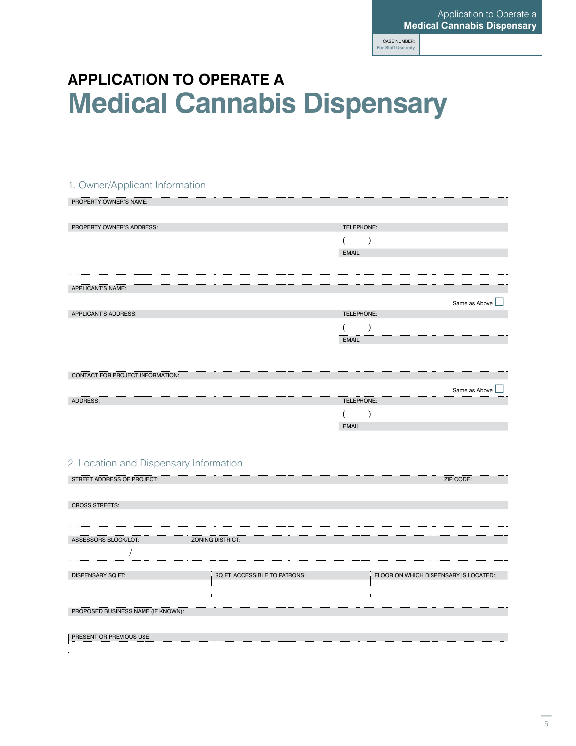| CASE NUMBER: For Staff Use only | |
|---|---|

# APPLICATION TO OPERATE A Medical Cannabis Dispensary

## 1. Owner/Applicant Information

| PROPERTY OWNER'S NAME: | |
|---|---|
| | |
| PROPERTY OWNER'S ADDRESS: | TELEPHONE: |
| | ( ) |
| | EMAIL: |
| | |

| APPLICANT'S NAME: | |
|---|---|
| | Same as Above ☐ |
| APPLICANT'S ADDRESS: | TELEPHONE: |
| | ( ) |
| | EMAIL: |
| | |

| CONTACT FOR PROJECT INFORMATION: | |
|---|---|
| | Same as Above ☐ |
| ADDRESS: | TELEPHONE: |
| | ( ) |
| | EMAIL: |
| | |

## 2. Location and Dispensary Information

| STREET ADDRESS OF PROJECT: | ZIP CODE: |
|---|---|
| | |
| CROSS STREETS: | |
| | |

| ASSESSORS BLOCK/LOT: | ZONING DISTRICT: |
|---|---|
| / | |

| DISPENSARY SQ FT: | SQ FT. ACCESSIBLE TO PATRONS: | FLOOR ON WHICH DISPENSARY IS LOCATED:: |
|---|---|---|
| | | |

| PROPOSED BUSINESS NAME (IF KNOWN): |
|---|
| |
| PRESENT OR PREVIOUS USE: |
| |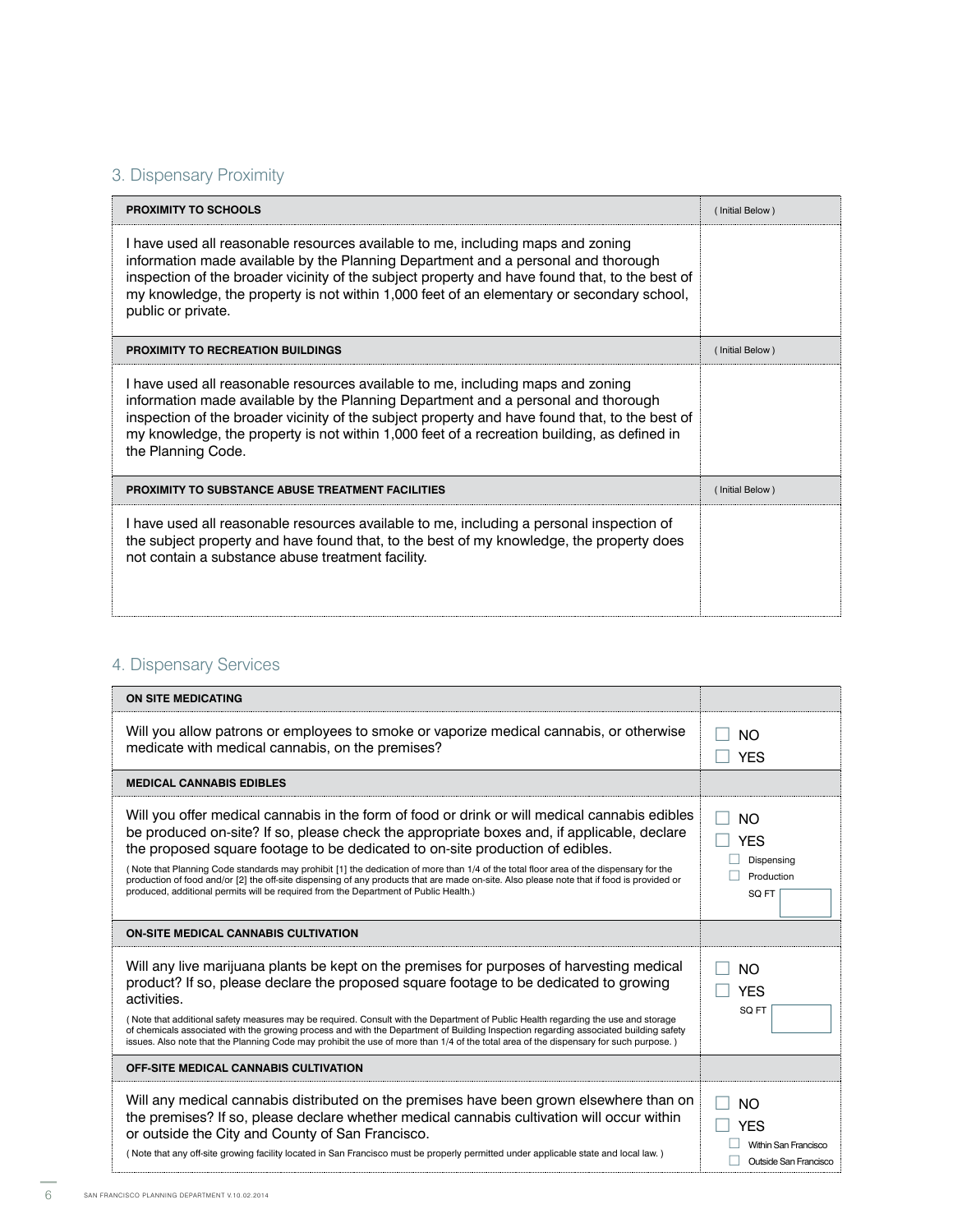## 3. Dispensary Proximity

| PROXIMITY TO SCHOOLS | ( Initial Below ) |
|---|---|
| I have used all reasonable resources available to me, including maps and zoning information made available by the Planning Department and a personal and thorough inspection of the broader vicinity of the subject property and have found that, to the best of my knowledge, the property is not within 1,000 feet of an elementary or secondary school, public or private. | |
| **PROXIMITY TO RECREATION BUILDINGS** | ( Initial Below ) |
| I have used all reasonable resources available to me, including maps and zoning information made available by the Planning Department and a personal and thorough inspection of the broader vicinity of the subject property and have found that, to the best of my knowledge, the property is not within 1,000 feet of a recreation building, as defined in the Planning Code. | |
| **PROXIMITY TO SUBSTANCE ABUSE TREATMENT FACILITIES** | ( Initial Below ) |
| I have used all reasonable resources available to me, including a personal inspection of the subject property and have found that, to the best of my knowledge, the property does not contain a substance abuse treatment facility. | |

## 4. Dispensary Services

| ON SITE MEDICATING | |
|---|---|
| Will you allow patrons or employees to smoke or vaporize medical cannabis, or otherwise medicate with medical cannabis, on the premises? | ☐ NO<br>☐ YES |
| **MEDICAL CANNABIS EDIBLES** | |
| Will you offer medical cannabis in the form of food or drink or will medical cannabis edibles be produced on-site? If so, please check the appropriate boxes and, if applicable, declare the proposed square footage to be dedicated to on-site production of edibles.<br>( Note that Planning Code standards may prohibit [1] the dedication of more than 1/4 of the total floor area of the dispensary for the production of food and/or [2] the off-site dispensing of any products that are made on-site. Also please note that if food is provided or produced, additional permits will be required from the Department of Public Health.) | ☐ NO<br>☐ YES<br>☐ Dispensing<br>☐ Production<br>SQ FT |
| **ON-SITE MEDICAL CANNABIS CULTIVATION** | |
| Will any live marijuana plants be kept on the premises for purposes of harvesting medical product? If so, please declare the proposed square footage to be dedicated to growing activities.<br>( Note that additional safety measures may be required. Consult with the Department of Public Health regarding the use and storage of chemicals associated with the growing process and with the Department of Building Inspection regarding associated building safety issues. Also note that the Planning Code may prohibit the use of more than 1/4 of the total area of the dispensary for such purpose. ) | ☐ NO<br>☐ YES<br>SQ FT |
| **OFF-SITE MEDICAL CANNABIS CULTIVATION** | |
| Will any medical cannabis distributed on the premises have been grown elsewhere than on the premises? If so, please declare whether medical cannabis cultivation will occur within or outside the City and County of San Francisco.<br>( Note that any off-site growing facility located in San Francisco must be properly permitted under applicable state and local law. ) | ☐ NO<br>☐ YES<br>☐ Within San Francisco<br>☐ Outside San Francisco |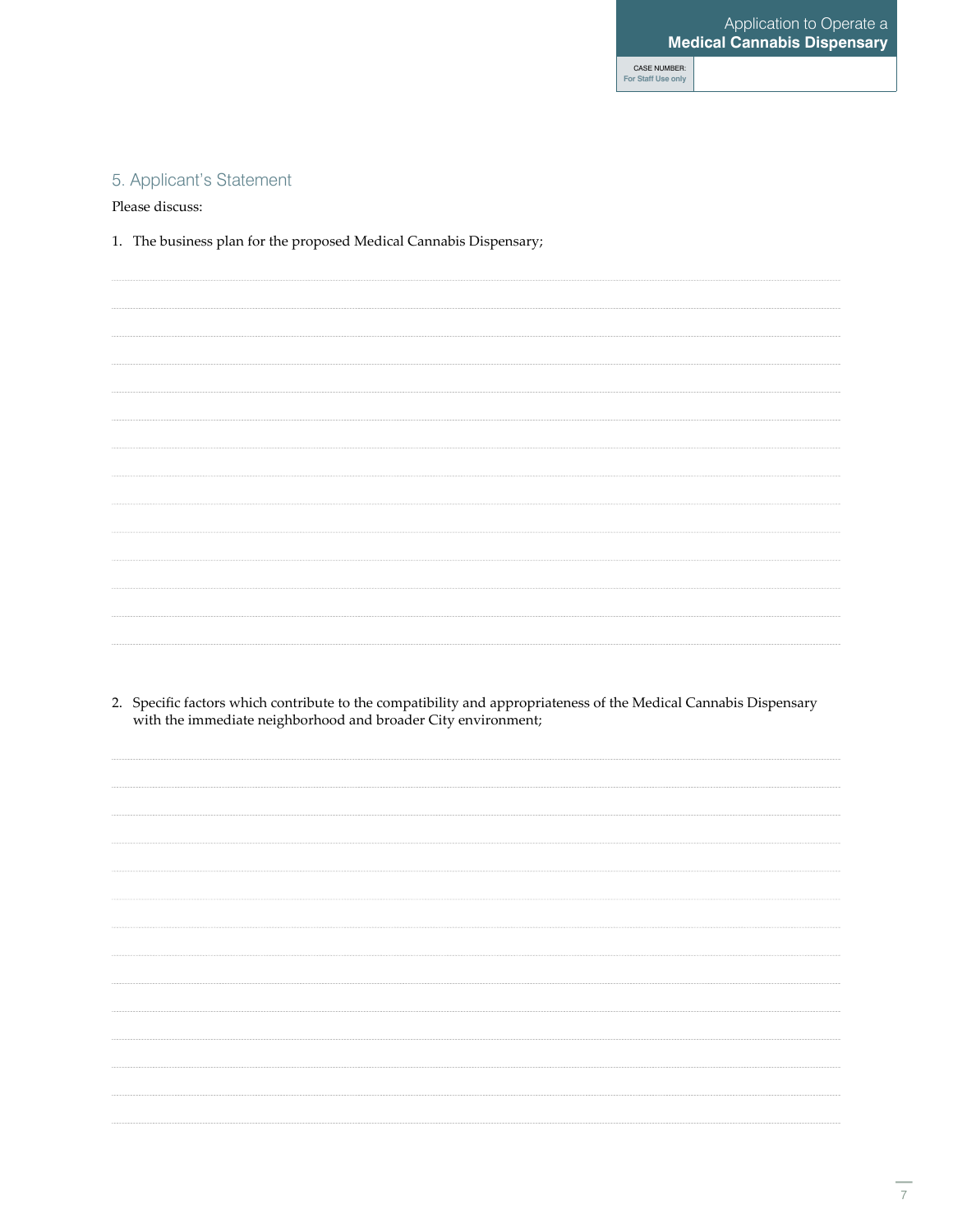## 5. Applicant's Statement

Please discuss:

1. The business plan for the proposed Medical Cannabis Dispensary;

2. Specific factors which contribute to the compatibility and appropriateness of the Medical Cannabis Dispensary with the immediate neighborhood and broader City environment;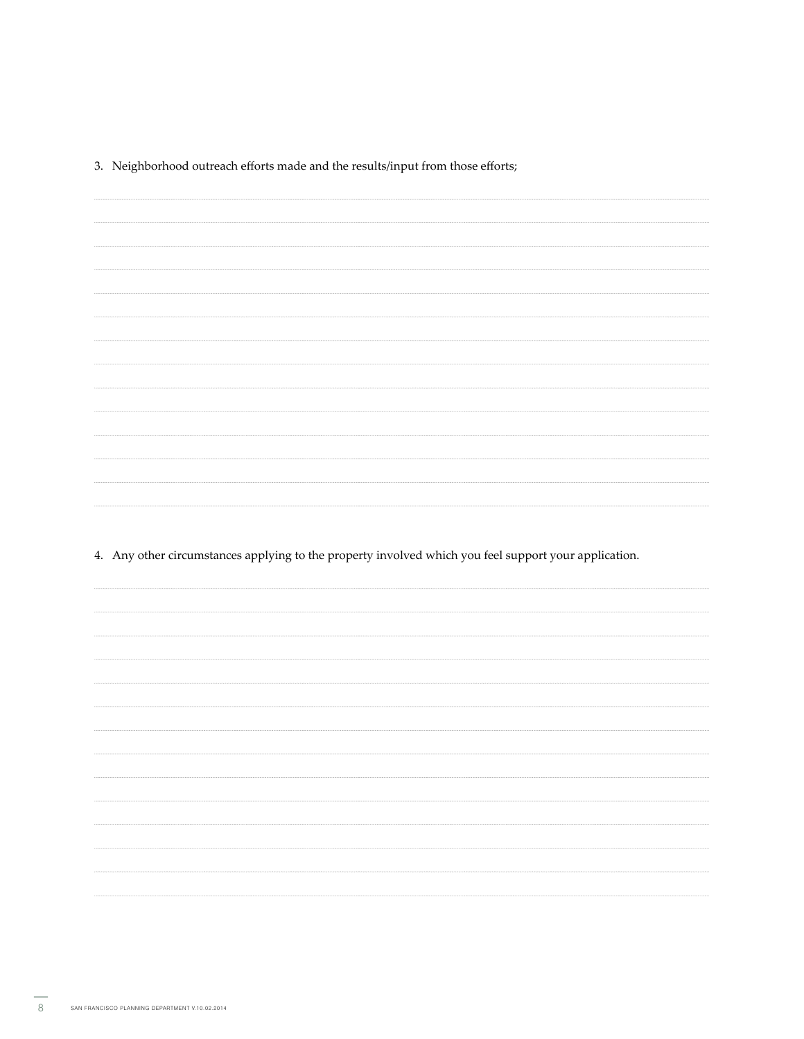3. Neighborhood outreach efforts made and the results/input from those efforts;

4. Any other circumstances applying to the property involved which you feel support your application.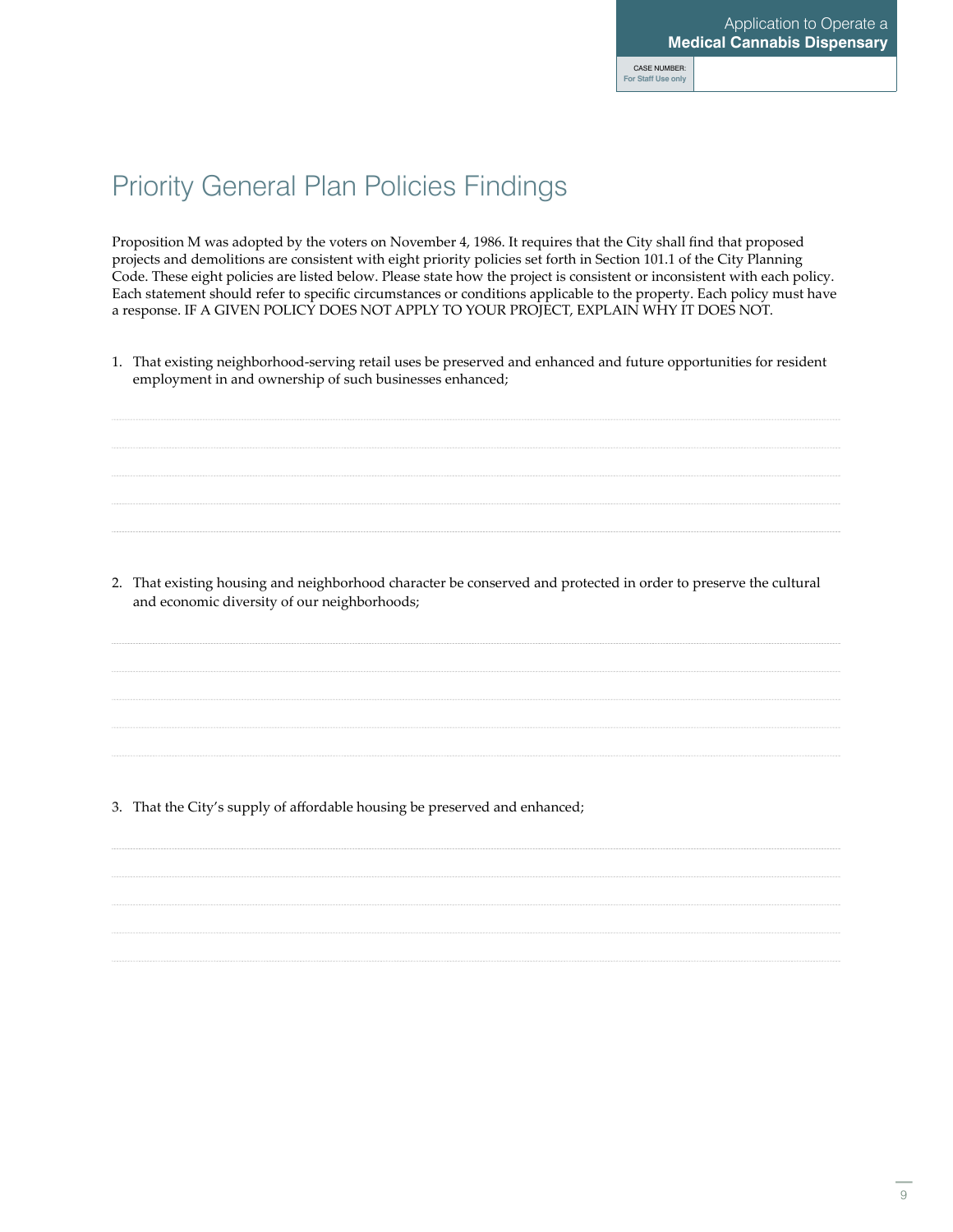Application to Operate a
**Medical Cannabis Dispensary**

| CASE NUMBER: For Staff Use only | |
|---|---|

## Priority General Plan Policies Findings

Proposition M was adopted by the voters on November 4, 1986. It requires that the City shall find that proposed projects and demolitions are consistent with eight priority policies set forth in Section 101.1 of the City Planning Code. These eight policies are listed below. Please state how the project is consistent or inconsistent with each policy. Each statement should refer to specific circumstances or conditions applicable to the property. Each policy must have a response. IF A GIVEN POLICY DOES NOT APPLY TO YOUR PROJECT, EXPLAIN WHY IT DOES NOT.

1. That existing neighborhood-serving retail uses be preserved and enhanced and future opportunities for resident employment in and ownership of such businesses enhanced;

2. That existing housing and neighborhood character be conserved and protected in order to preserve the cultural and economic diversity of our neighborhoods;

3. That the City's supply of affordable housing be preserved and enhanced;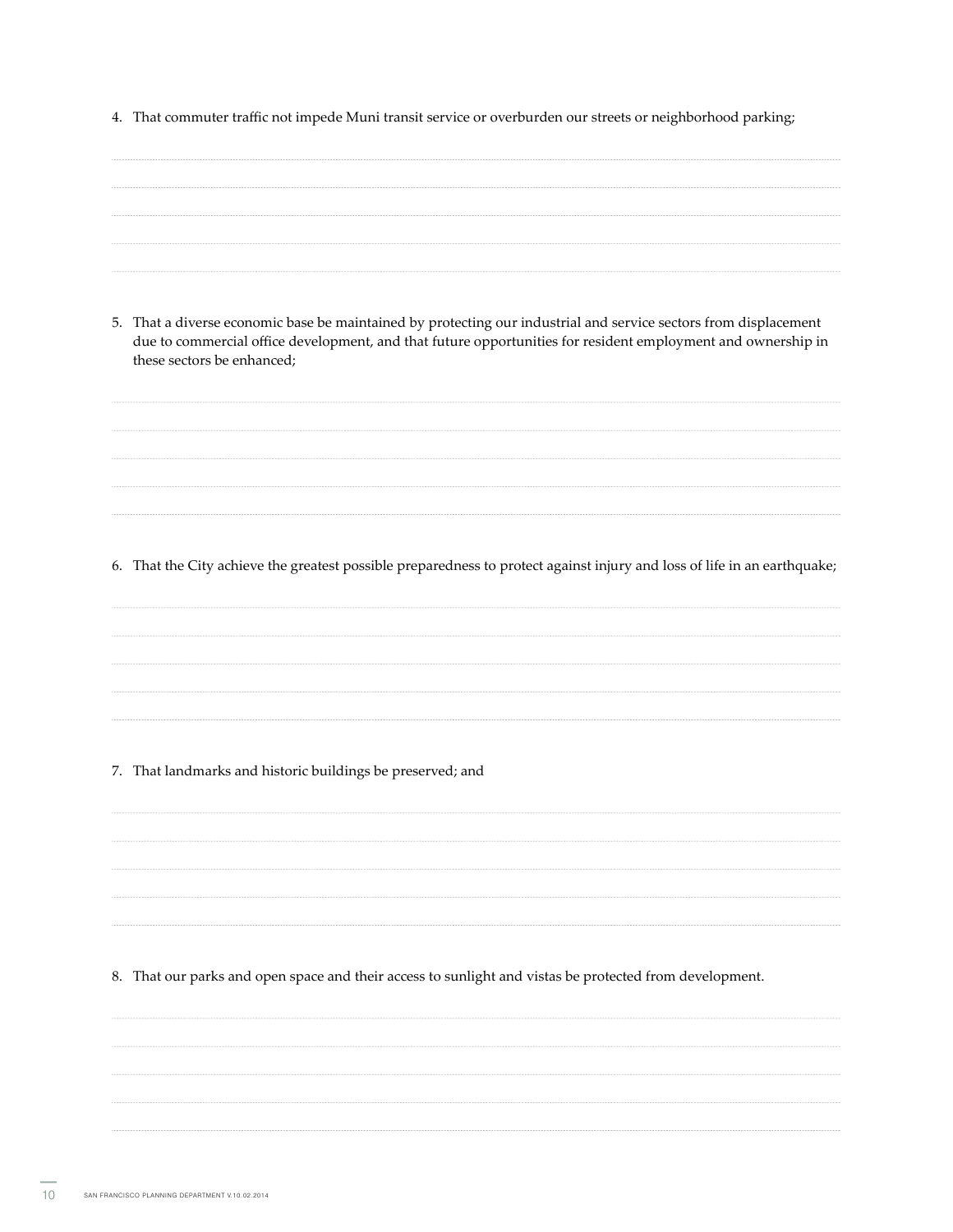4. That commuter traffic not impede Muni transit service or overburden our streets or neighborhood parking;

5. That a diverse economic base be maintained by protecting our industrial and service sectors from displacement due to commercial office development, and that future opportunities for resident employment and ownership in these sectors be enhanced;

6. That the City achieve the greatest possible preparedness to protect against injury and loss of life in an earthquake;

7. That landmarks and historic buildings be preserved; and

8. That our parks and open space and their access to sunlight and vistas be protected from development.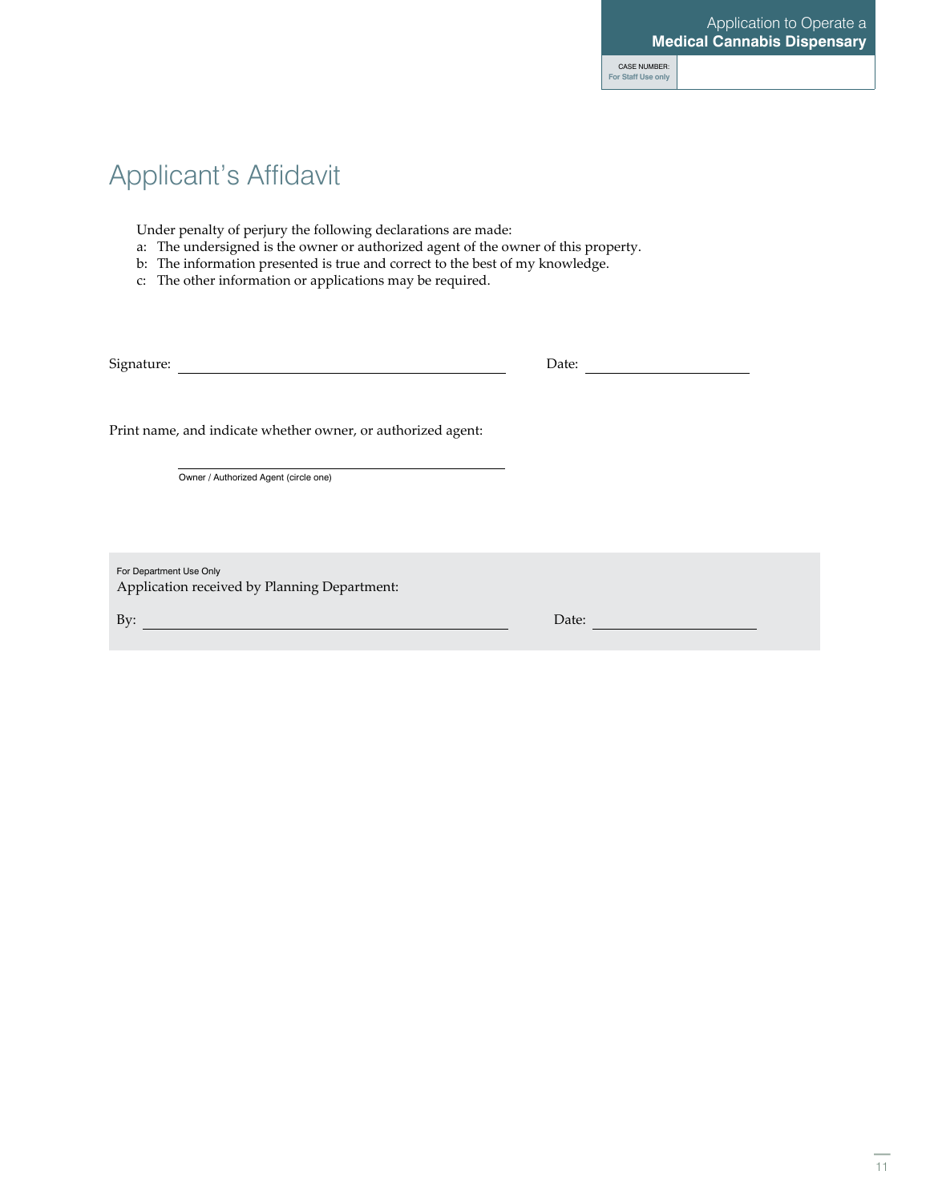Application to Operate a **Medical Cannabis Dispensary**

| CASE NUMBER: For Staff Use only | |
|---|---|

# Applicant's Affidavit

Under penalty of perjury the following declarations are made:

a: The undersigned is the owner or authorized agent of the owner of this property.
b: The information presented is true and correct to the best of my knowledge.
c: The other information or applications may be required.

Signature: ______________________________ Date: ________________

Print name, and indicate whether owner, or authorized agent:

______________________________
Owner / Authorized Agent (circle one)

For Department Use Only
Application received by Planning Department:

By: ______________________________ Date: ________________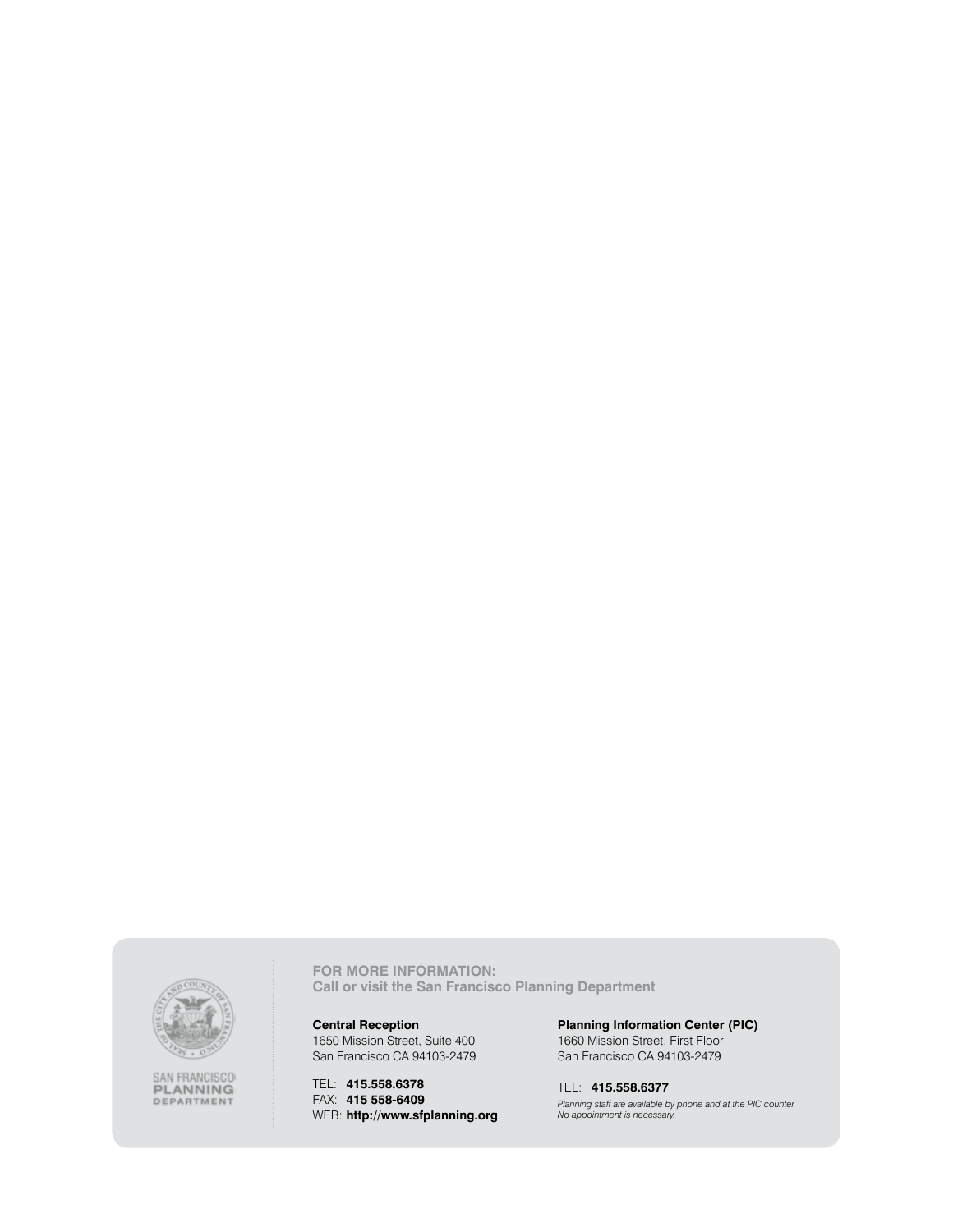SAN FRANCISCO
PLANNING
DEPARTMENT

**FOR MORE INFORMATION:**
**Call or visit the San Francisco Planning Department**

**Central Reception**
1650 Mission Street, Suite 400
San Francisco CA 94103-2479

TEL: **415.558.6378**
FAX: **415 558-6409**
WEB: **http://www.sfplanning.org**

**Planning Information Center (PIC)**
1660 Mission Street, First Floor
San Francisco CA 94103-2479

TEL: **415.558.6377**

*Planning staff are available by phone and at the PIC counter. No appointment is necessary.*